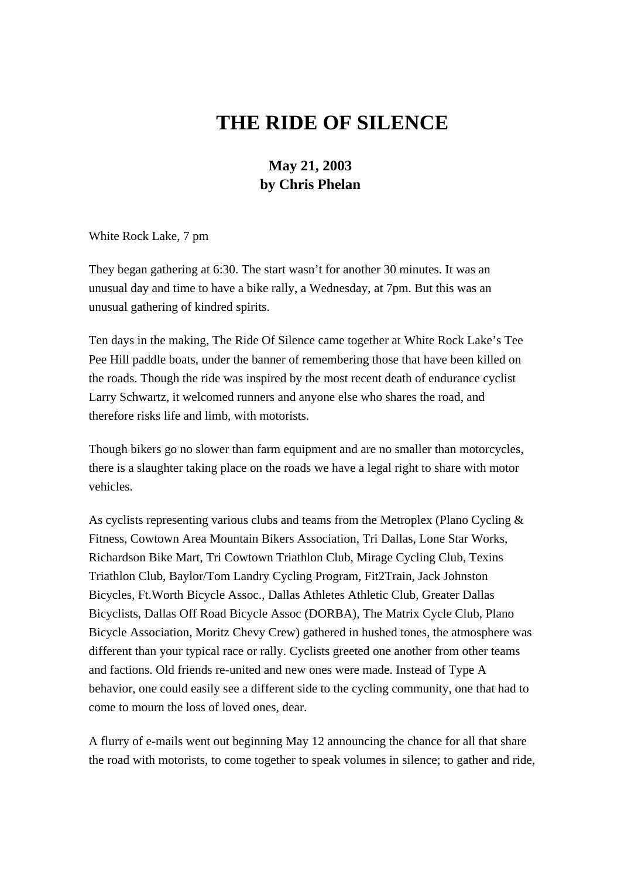# THE RIDE OF SILENCE

**May 21, 2003**
**by Chris Phelan**

White Rock Lake, 7 pm

They began gathering at 6:30. The start wasn't for another 30 minutes. It was an unusual day and time to have a bike rally, a Wednesday, at 7pm. But this was an unusual gathering of kindred spirits.

Ten days in the making, The Ride Of Silence came together at White Rock Lake's Tee Pee Hill paddle boats, under the banner of remembering those that have been killed on the roads. Though the ride was inspired by the most recent death of endurance cyclist Larry Schwartz, it welcomed runners and anyone else who shares the road, and therefore risks life and limb, with motorists.

Though bikers go no slower than farm equipment and are no smaller than motorcycles, there is a slaughter taking place on the roads we have a legal right to share with motor vehicles.

As cyclists representing various clubs and teams from the Metroplex (Plano Cycling & Fitness, Cowtown Area Mountain Bikers Association, Tri Dallas, Lone Star Works, Richardson Bike Mart, Tri Cowtown Triathlon Club, Mirage Cycling Club, Texins Triathlon Club, Baylor/Tom Landry Cycling Program, Fit2Train, Jack Johnston Bicycles, Ft.Worth Bicycle Assoc., Dallas Athletes Athletic Club, Greater Dallas Bicyclists, Dallas Off Road Bicycle Assoc (DORBA), The Matrix Cycle Club, Plano Bicycle Association, Moritz Chevy Crew) gathered in hushed tones, the atmosphere was different than your typical race or rally. Cyclists greeted one another from other teams and factions. Old friends re-united and new ones were made. Instead of Type A behavior, one could easily see a different side to the cycling community, one that had to come to mourn the loss of loved ones, dear.

A flurry of e-mails went out beginning May 12 announcing the chance for all that share the road with motorists, to come together to speak volumes in silence; to gather and ride,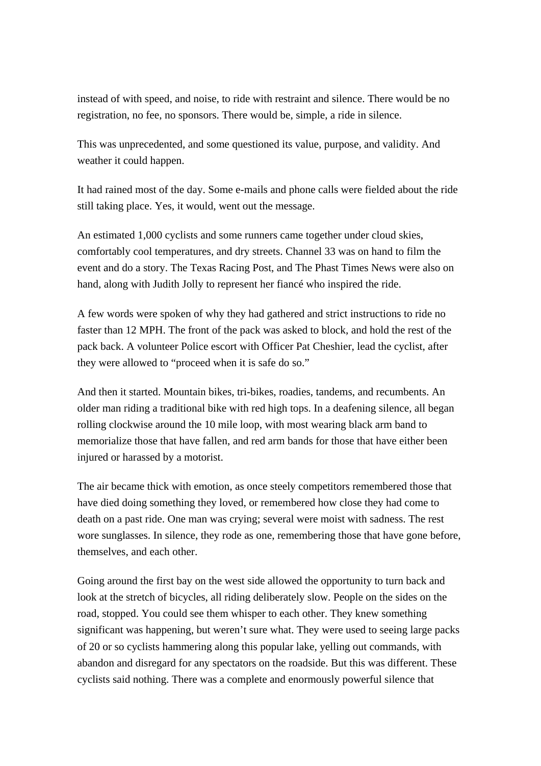instead of with speed, and noise, to ride with restraint and silence. There would be no registration, no fee, no sponsors. There would be, simple, a ride in silence.

This was unprecedented, and some questioned its value, purpose, and validity. And weather it could happen.

It had rained most of the day. Some e-mails and phone calls were fielded about the ride still taking place. Yes, it would, went out the message.

An estimated 1,000 cyclists and some runners came together under cloud skies, comfortably cool temperatures, and dry streets. Channel 33 was on hand to film the event and do a story. The Texas Racing Post, and The Phast Times News were also on hand, along with Judith Jolly to represent her fiancé who inspired the ride.

A few words were spoken of why they had gathered and strict instructions to ride no faster than 12 MPH. The front of the pack was asked to block, and hold the rest of the pack back. A volunteer Police escort with Officer Pat Cheshier, lead the cyclist, after they were allowed to "proceed when it is safe do so."

And then it started. Mountain bikes, tri-bikes, roadies, tandems, and recumbents. An older man riding a traditional bike with red high tops. In a deafening silence, all began rolling clockwise around the 10 mile loop, with most wearing black arm band to memorialize those that have fallen, and red arm bands for those that have either been injured or harassed by a motorist.

The air became thick with emotion, as once steely competitors remembered those that have died doing something they loved, or remembered how close they had come to death on a past ride. One man was crying; several were moist with sadness. The rest wore sunglasses. In silence, they rode as one, remembering those that have gone before, themselves, and each other.

Going around the first bay on the west side allowed the opportunity to turn back and look at the stretch of bicycles, all riding deliberately slow. People on the sides on the road, stopped. You could see them whisper to each other. They knew something significant was happening, but weren't sure what. They were used to seeing large packs of 20 or so cyclists hammering along this popular lake, yelling out commands, with abandon and disregard for any spectators on the roadside. But this was different. These cyclists said nothing. There was a complete and enormously powerful silence that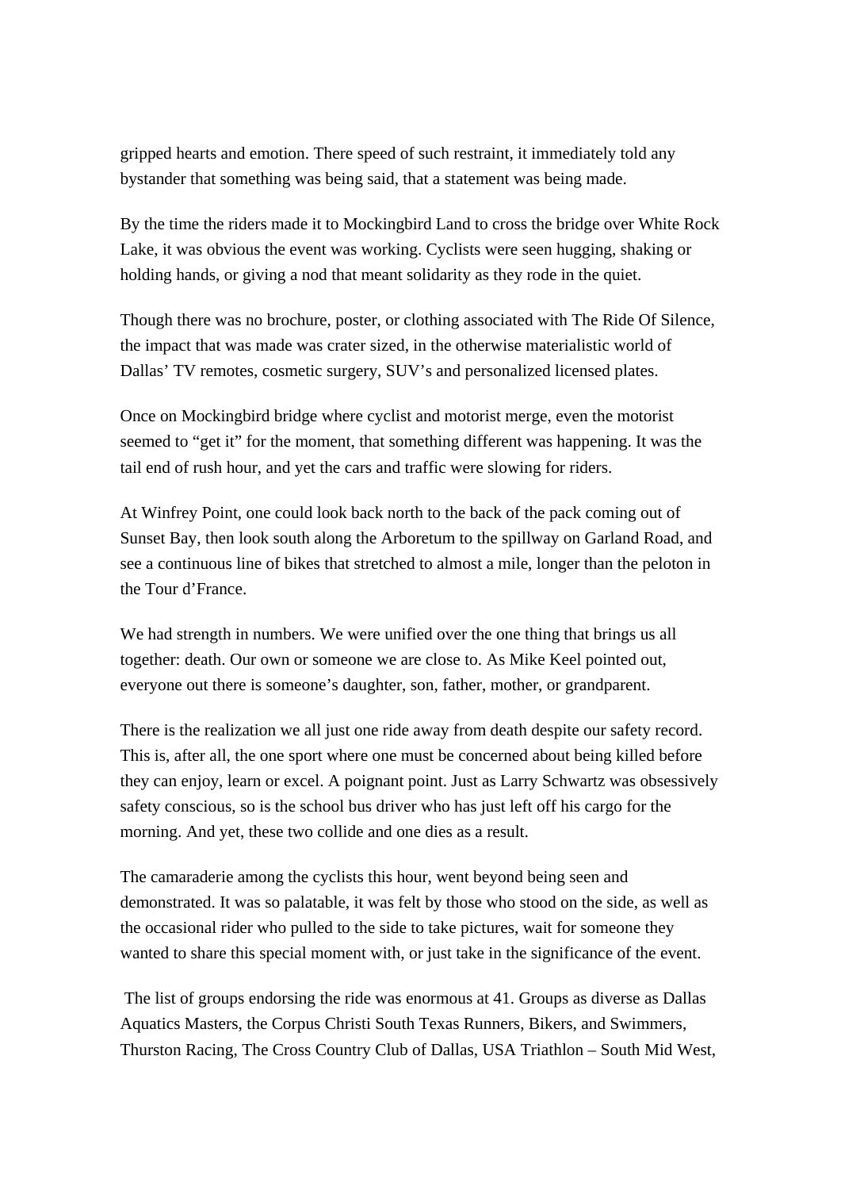gripped hearts and emotion. There speed of such restraint, it immediately told any bystander that something was being said, that a statement was being made.

By the time the riders made it to Mockingbird Land to cross the bridge over White Rock Lake, it was obvious the event was working. Cyclists were seen hugging, shaking or holding hands, or giving a nod that meant solidarity as they rode in the quiet.

Though there was no brochure, poster, or clothing associated with The Ride Of Silence, the impact that was made was crater sized, in the otherwise materialistic world of Dallas' TV remotes, cosmetic surgery, SUV's and personalized licensed plates.

Once on Mockingbird bridge where cyclist and motorist merge, even the motorist seemed to "get it" for the moment, that something different was happening. It was the tail end of rush hour, and yet the cars and traffic were slowing for riders.

At Winfrey Point, one could look back north to the back of the pack coming out of Sunset Bay, then look south along the Arboretum to the spillway on Garland Road, and see a continuous line of bikes that stretched to almost a mile, longer than the peloton in the Tour d'France.

We had strength in numbers. We were unified over the one thing that brings us all together: death. Our own or someone we are close to. As Mike Keel pointed out, everyone out there is someone's daughter, son, father, mother, or grandparent.

There is the realization we all just one ride away from death despite our safety record. This is, after all, the one sport where one must be concerned about being killed before they can enjoy, learn or excel. A poignant point. Just as Larry Schwartz was obsessively safety conscious, so is the school bus driver who has just left off his cargo for the morning. And yet, these two collide and one dies as a result.

The camaraderie among the cyclists this hour, went beyond being seen and demonstrated. It was so palatable, it was felt by those who stood on the side, as well as the occasional rider who pulled to the side to take pictures, wait for someone they wanted to share this special moment with, or just take in the significance of the event.

The list of groups endorsing the ride was enormous at 41. Groups as diverse as Dallas Aquatics Masters, the Corpus Christi South Texas Runners, Bikers, and Swimmers, Thurston Racing, The Cross Country Club of Dallas, USA Triathlon – South Mid West,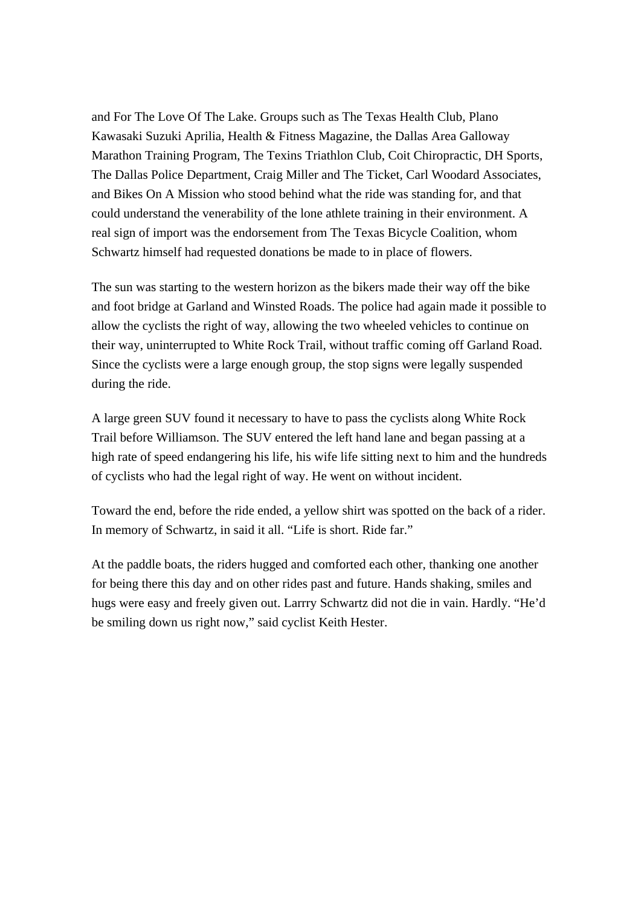and For The Love Of The Lake. Groups such as The Texas Health Club, Plano Kawasaki Suzuki Aprilia, Health & Fitness Magazine, the Dallas Area Galloway Marathon Training Program, The Texins Triathlon Club, Coit Chiropractic, DH Sports, The Dallas Police Department, Craig Miller and The Ticket, Carl Woodard Associates, and Bikes On A Mission who stood behind what the ride was standing for, and that could understand the venerability of the lone athlete training in their environment. A real sign of import was the endorsement from The Texas Bicycle Coalition, whom Schwartz himself had requested donations be made to in place of flowers.

The sun was starting to the western horizon as the bikers made their way off the bike and foot bridge at Garland and Winsted Roads. The police had again made it possible to allow the cyclists the right of way, allowing the two wheeled vehicles to continue on their way, uninterrupted to White Rock Trail, without traffic coming off Garland Road. Since the cyclists were a large enough group, the stop signs were legally suspended during the ride.

A large green SUV found it necessary to have to pass the cyclists along White Rock Trail before Williamson. The SUV entered the left hand lane and began passing at a high rate of speed endangering his life, his wife life sitting next to him and the hundreds of cyclists who had the legal right of way. He went on without incident.

Toward the end, before the ride ended, a yellow shirt was spotted on the back of a rider. In memory of Schwartz, in said it all. “Life is short. Ride far.”

At the paddle boats, the riders hugged and comforted each other, thanking one another for being there this day and on other rides past and future. Hands shaking, smiles and hugs were easy and freely given out. Larrry Schwartz did not die in vain. Hardly. “He’d be smiling down us right now,” said cyclist Keith Hester.